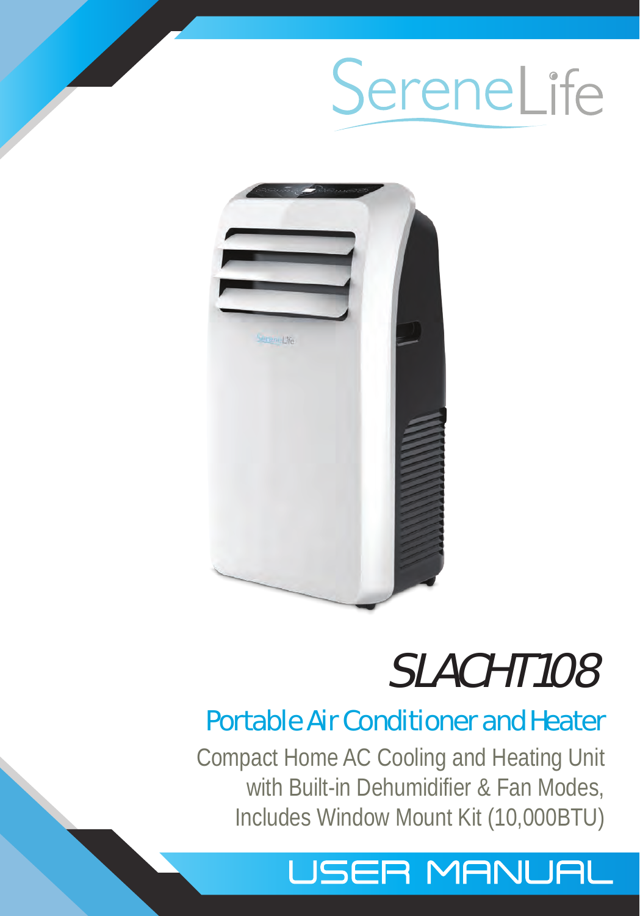# SereneLife

# SLACHT108

## Portable Air Conditioner and Heater

Compact Home AC Cooling and Heating Unit
with Built-in Dehumidifier & Fan Modes,
Includes Window Mount Kit (10,000BTU)

# USER MANUAL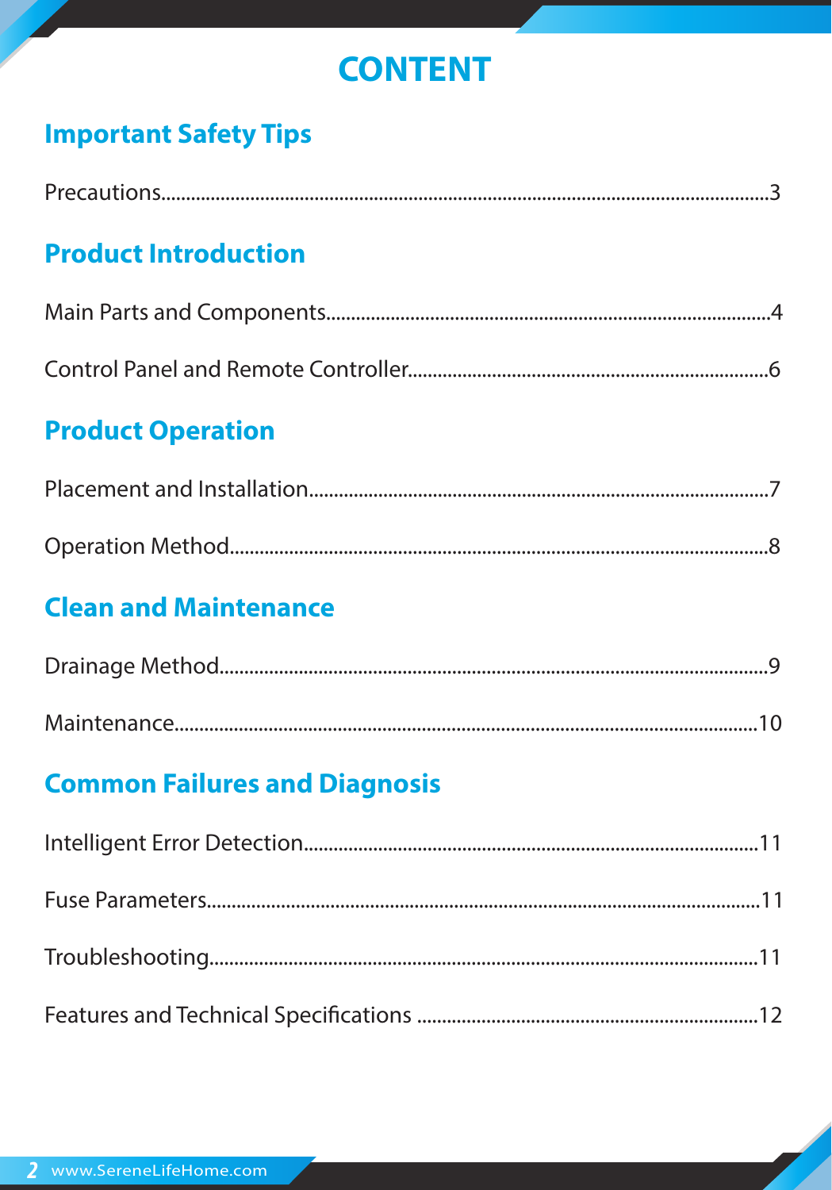# CONTENT

## Important Safety Tips

Precautions..........3

## Product Introduction

Main Parts and Components..........4

Control Panel and Remote Controller..........6

## Product Operation

Placement and Installation..........7

Operation Method..........8

## Clean and Maintenance

Drainage Method..........9

Maintenance..........10

## Common Failures and Diagnosis

Intelligent Error Detection..........11

Fuse Parameters..........11

Troubleshooting..........11

Features and Technical Specifications..........12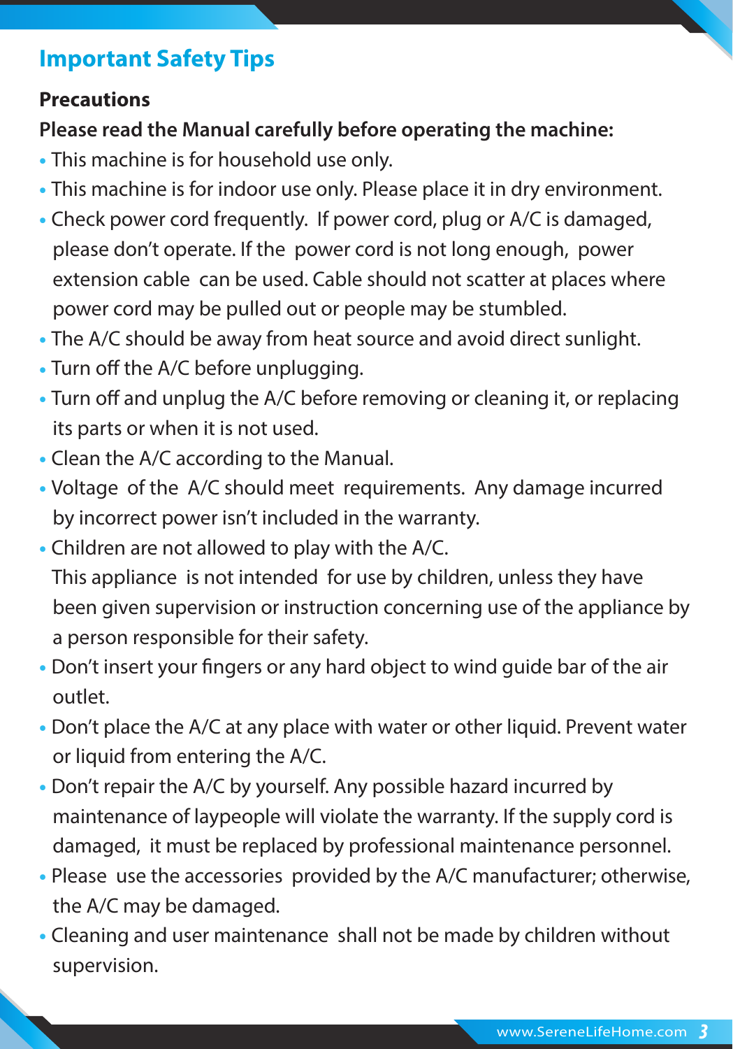## Important Safety Tips

### Precautions

**Please read the Manual carefully before operating the machine:**

- This machine is for household use only.
- This machine is for indoor use only. Please place it in dry environment.
- Check power cord frequently. If power cord, plug or A/C is damaged, please don't operate. If the power cord is not long enough, power extension cable can be used. Cable should not scatter at places where power cord may be pulled out or people may be stumbled.
- The A/C should be away from heat source and avoid direct sunlight.
- Turn off the A/C before unplugging.
- Turn off and unplug the A/C before removing or cleaning it, or replacing its parts or when it is not used.
- Clean the A/C according to the Manual.
- Voltage of the A/C should meet requirements. Any damage incurred by incorrect power isn't included in the warranty.
- Children are not allowed to play with the A/C.
  This appliance is not intended for use by children, unless they have been given supervision or instruction concerning use of the appliance by a person responsible for their safety.
- Don't insert your fingers or any hard object to wind guide bar of the air outlet.
- Don't place the A/C at any place with water or other liquid. Prevent water or liquid from entering the A/C.
- Don't repair the A/C by yourself. Any possible hazard incurred by maintenance of laypeople will violate the warranty. If the supply cord is damaged, it must be replaced by professional maintenance personnel.
- Please use the accessories provided by the A/C manufacturer; otherwise, the A/C may be damaged.
- Cleaning and user maintenance shall not be made by children without supervision.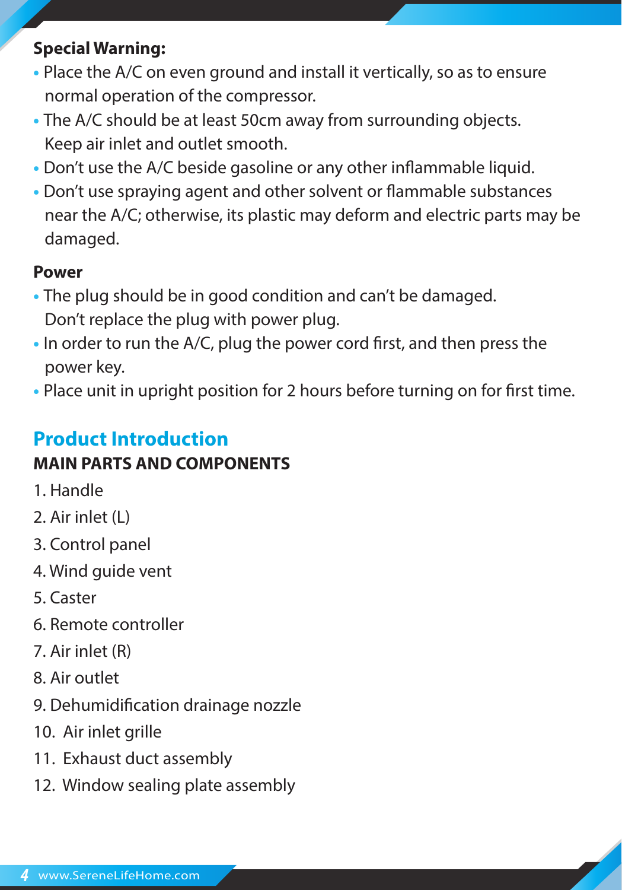**Special Warning:**

- Place the A/C on even ground and install it vertically, so as to ensure normal operation of the compressor.
- The A/C should be at least 50cm away from surrounding objects. Keep air inlet and outlet smooth.
- Don't use the A/C beside gasoline or any other inflammable liquid.
- Don't use spraying agent and other solvent or flammable substances near the A/C; otherwise, its plastic may deform and electric parts may be damaged.

**Power**

- The plug should be in good condition and can't be damaged. Don't replace the plug with power plug.
- In order to run the A/C, plug the power cord first, and then press the power key.
- Place unit in upright position for 2 hours before turning on for first time.

## Product Introduction

### MAIN PARTS AND COMPONENTS

1. Handle
2. Air inlet (L)
3. Control panel
4. Wind guide vent
5. Caster
6. Remote controller
7. Air inlet (R)
8. Air outlet
9. Dehumidification drainage nozzle
10. Air inlet grille
11. Exhaust duct assembly
12. Window sealing plate assembly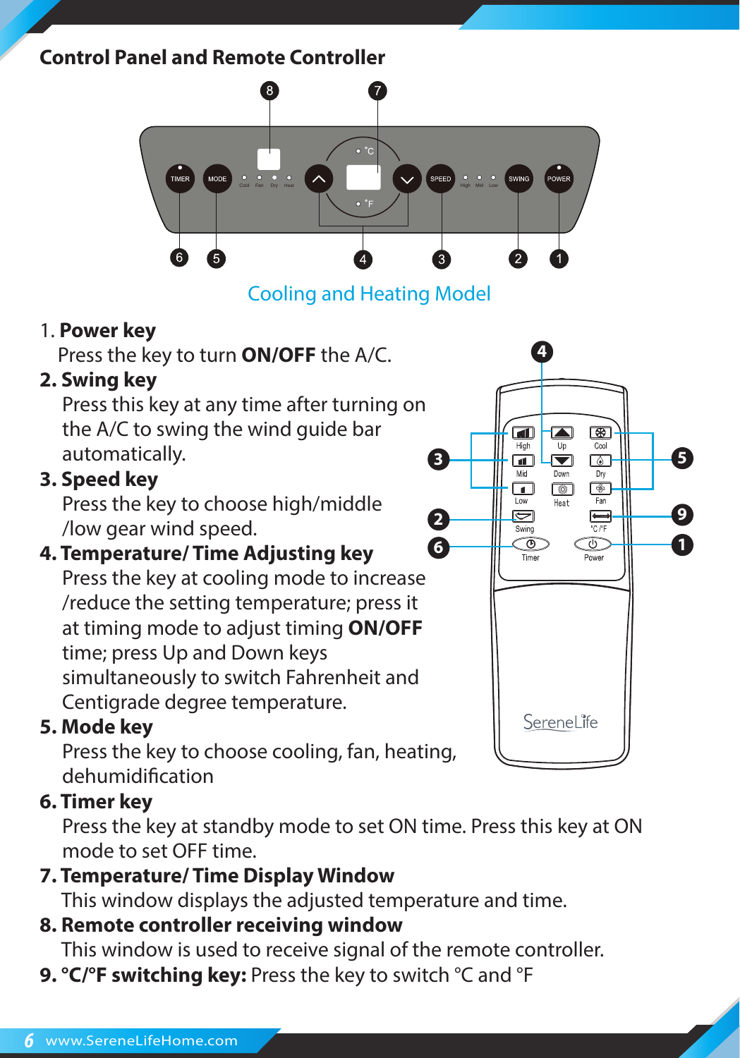## Control Panel and Remote Controller

Cooling and Heating Model

1. **Power key**
   Press the key to turn **ON/OFF** the A/C.
2. **Swing key**
   Press this key at any time after turning on the A/C to swing the wind guide bar automatically.
3. **Speed key**
   Press the key to choose high/middle /low gear wind speed.
4. **Temperature/ Time Adjusting key**
   Press the key at cooling mode to increase /reduce the setting temperature; press it at timing mode to adjust timing **ON/OFF** time; press Up and Down keys simultaneously to switch Fahrenheit and Centigrade degree temperature.
5. **Mode key**
   Press the key to choose cooling, fan, heating, dehumidification
6. **Timer key**
   Press the key at standby mode to set ON time. Press this key at ON mode to set OFF time.
7. **Temperature/ Time Display Window**
   This window displays the adjusted temperature and time.
8. **Remote controller receiving window**
   This window is used to receive signal of the remote controller.
9. **°C/°F switching key:** Press the key to switch °C and °F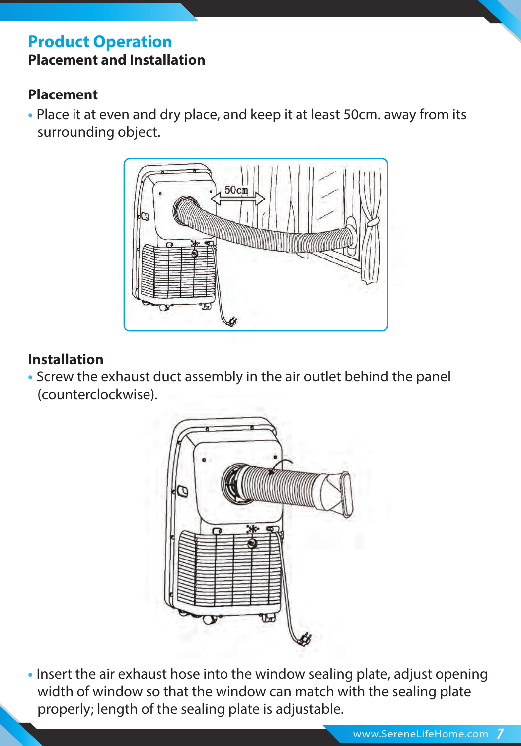# Product Operation

## Placement and Installation

### Placement

- Place it at even and dry place, and keep it at least 50cm. away from its surrounding object.

### Installation

- Screw the exhaust duct assembly in the air outlet behind the panel (counterclockwise).

- Insert the air exhaust hose into the window sealing plate, adjust opening width of window so that the window can match with the sealing plate properly; length of the sealing plate is adjustable.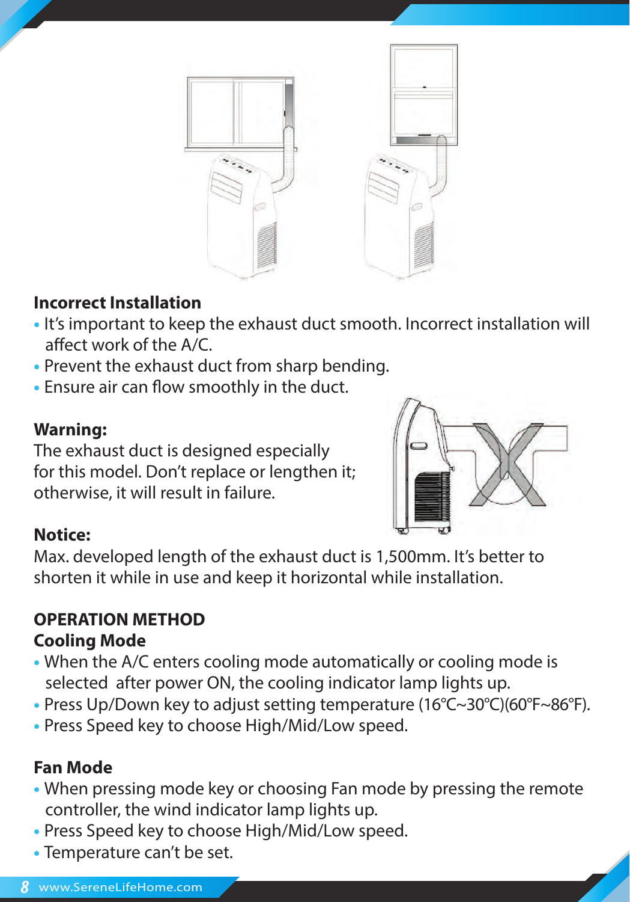## Incorrect Installation

- It's important to keep the exhaust duct smooth. Incorrect installation will affect work of the A/C.
- Prevent the exhaust duct from sharp bending.
- Ensure air can flow smoothly in the duct.

**Warning:**

The exhaust duct is designed especially for this model. Don't replace or lengthen it; otherwise, it will result in failure.

**Notice:**

Max. developed length of the exhaust duct is 1,500mm. It's better to shorten it while in use and keep it horizontal while installation.

## OPERATION METHOD

### Cooling Mode

- When the A/C enters cooling mode automatically or cooling mode is selected after power ON, the cooling indicator lamp lights up.
- Press Up/Down key to adjust setting temperature (16℃~30℃)(60℉~86℉).
- Press Speed key to choose High/Mid/Low speed.

### Fan Mode

- When pressing mode key or choosing Fan mode by pressing the remote controller, the wind indicator lamp lights up.
- Press Speed key to choose High/Mid/Low speed.
- Temperature can't be set.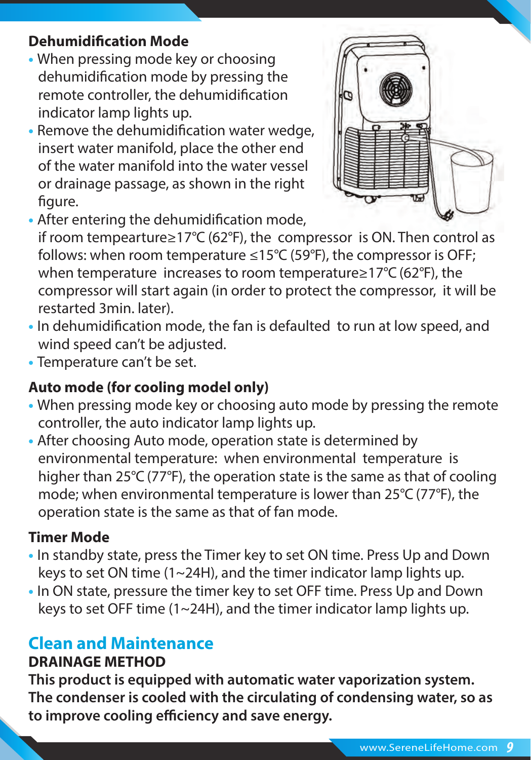### Dehumidification Mode

- When pressing mode key or choosing dehumidification mode by pressing the remote controller, the dehumidification indicator lamp lights up.
- Remove the dehumidification water wedge, insert water manifold, place the other end of the water manifold into the water vessel or drainage passage, as shown in the right figure.
- After entering the dehumidification mode, if room tempearture≥17℃ (62°F), the compressor is ON. Then control as follows: when room temperature ≤15℃ (59°F), the compressor is OFF; when temperature increases to room temperature≥17℃ (62°F), the compressor will start again (in order to protect the compressor, it will be restarted 3min. later).
- In dehumidification mode, the fan is defaulted to run at low speed, and wind speed can't be adjusted.
- Temperature can't be set.

### Auto mode (for cooling model only)

- When pressing mode key or choosing auto mode by pressing the remote controller, the auto indicator lamp lights up.
- After choosing Auto mode, operation state is determined by environmental temperature: when environmental temperature is higher than 25℃ (77°F), the operation state is the same as that of cooling mode; when environmental temperature is lower than 25℃ (77°F), the operation state is the same as that of fan mode.

### Timer Mode

- In standby state, press the Timer key to set ON time. Press Up and Down keys to set ON time (1~24H), and the timer indicator lamp lights up.
- In ON state, pressure the timer key to set OFF time. Press Up and Down keys to set OFF time (1~24H), and the timer indicator lamp lights up.

## Clean and Maintenance

### DRAINAGE METHOD

**This product is equipped with automatic water vaporization system. The condenser is cooled with the circulating of condensing water, so as to improve cooling efficiency and save energy.**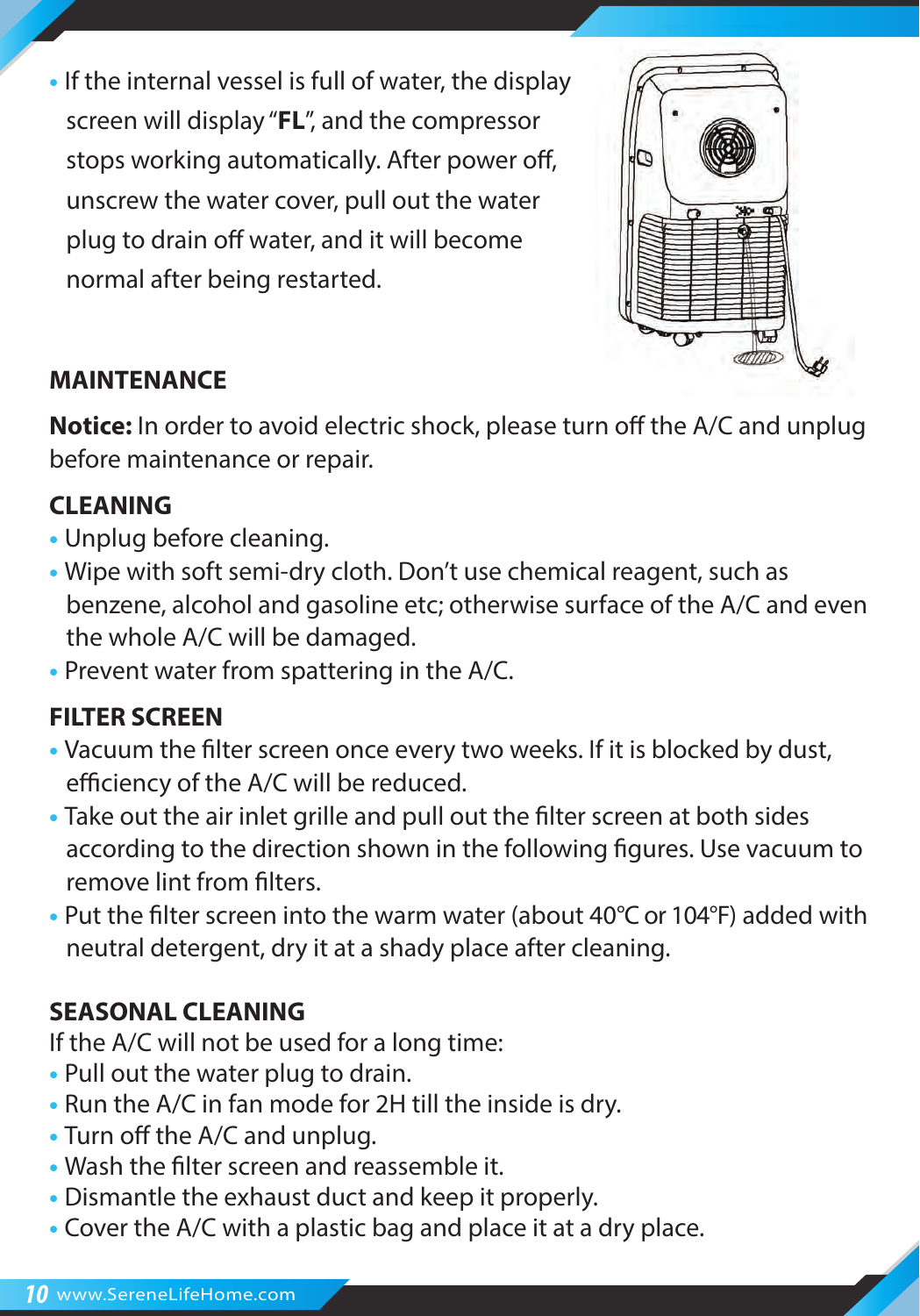- If the internal vessel is full of water, the display screen will display "**FL**", and the compressor stops working automatically. After power off, unscrew the water cover, pull out the water plug to drain off water, and it will become normal after being restarted.

## MAINTENANCE

**Notice:** In order to avoid electric shock, please turn off the A/C and unplug before maintenance or repair.

### CLEANING

- Unplug before cleaning.
- Wipe with soft semi-dry cloth. Don't use chemical reagent, such as benzene, alcohol and gasoline etc; otherwise surface of the A/C and even the whole A/C will be damaged.
- Prevent water from spattering in the A/C.

### FILTER SCREEN

- Vacuum the filter screen once every two weeks. If it is blocked by dust, efficiency of the A/C will be reduced.
- Take out the air inlet grille and pull out the filter screen at both sides according to the direction shown in the following figures. Use vacuum to remove lint from filters.
- Put the filter screen into the warm water (about 40℃ or 104℉) added with neutral detergent, dry it at a shady place after cleaning.

### SEASONAL CLEANING

If the A/C will not be used for a long time:

- Pull out the water plug to drain.
- Run the A/C in fan mode for 2H till the inside is dry.
- Turn off the A/C and unplug.
- Wash the filter screen and reassemble it.
- Dismantle the exhaust duct and keep it properly.
- Cover the A/C with a plastic bag and place it at a dry place.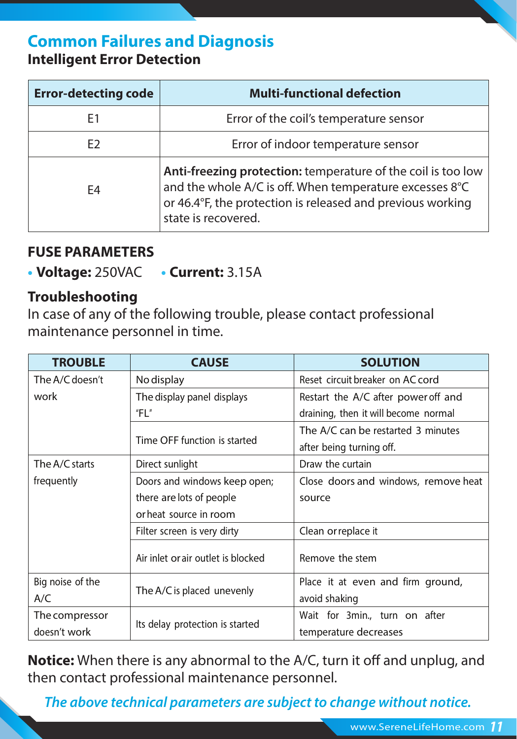## Common Failures and Diagnosis

### Intelligent Error Detection

| Error-detecting code | Multi-functional defection |
|---|---|
| E1 | Error of the coil's temperature sensor |
| E2 | Error of indoor temperature sensor |
| E4 | **Anti-freezing protection:** temperature of the coil is too low and the whole A/C is off. When temperature excesses 8°C or 46.4°F, the protection is released and previous working state is recovered. |

### FUSE PARAMETERS

- **Voltage:** 250VAC
- **Current:** 3.15A

### Troubleshooting

In case of any of the following trouble, please contact professional maintenance personnel in time.

| TROUBLE | CAUSE | SOLUTION |
|---|---|---|
| The A/C doesn't work | No display | Reset circuit breaker on AC cord |
| | The display panel displays "FL" | Restart the A/C after power off and draining, then it will become normal |
| | Time OFF function is started | The A/C can be restarted 3 minutes after being turning off. |
| The A/C starts frequently | Direct sunlight | Draw the curtain |
| | Doors and windows keep open; there are lots of people or heat source in room | Close doors and windows, remove heat source |
| | Filter screen is very dirty | Clean or replace it |
| | Air inlet or air outlet is blocked | Remove the stem |
| Big noise of the A/C | The A/C is placed unevenly | Place it at even and firm ground, avoid shaking |
| The compressor doesn't work | Its delay protection is started | Wait for 3min., turn on after temperature decreases |

**Notice:** When there is any abnormal to the A/C, turn it off and unplug, and then contact professional maintenance personnel.

*The above technical parameters are subject to change without notice.*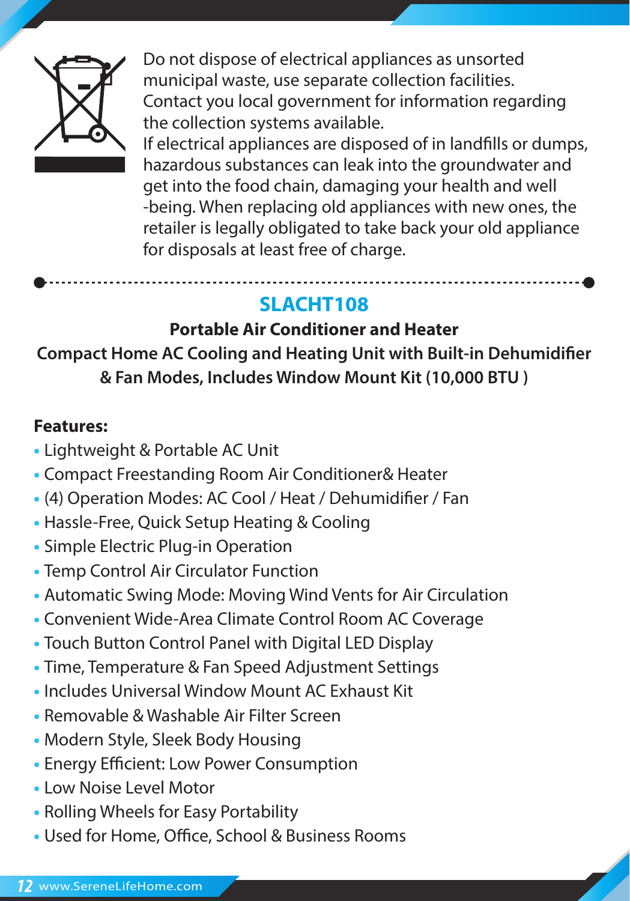Do not dispose of electrical appliances as unsorted municipal waste, use separate collection facilities. Contact you local government for information regarding the collection systems available.
If electrical appliances are disposed of in landfills or dumps, hazardous substances can leak into the groundwater and get into the food chain, damaging your health and well -being. When replacing old appliances with new ones, the retailer is legally obligated to take back your old appliance for disposals at least free of charge.

---

## SLACHT108

**Portable Air Conditioner and Heater**

**Compact Home AC Cooling and Heating Unit with Built-in Dehumidifier & Fan Modes, Includes Window Mount Kit (10,000 BTU )**

**Features:**

- Lightweight & Portable AC Unit
- Compact Freestanding Room Air Conditioner& Heater
- (4) Operation Modes: AC Cool / Heat / Dehumidifier / Fan
- Hassle-Free, Quick Setup Heating & Cooling
- Simple Electric Plug-in Operation
- Temp Control Air Circulator Function
- Automatic Swing Mode: Moving Wind Vents for Air Circulation
- Convenient Wide-Area Climate Control Room AC Coverage
- Touch Button Control Panel with Digital LED Display
- Time, Temperature & Fan Speed Adjustment Settings
- Includes Universal Window Mount AC Exhaust Kit
- Removable & Washable Air Filter Screen
- Modern Style, Sleek Body Housing
- Energy Efficient: Low Power Consumption
- Low Noise Level Motor
- Rolling Wheels for Easy Portability
- Used for Home, Office, School & Business Rooms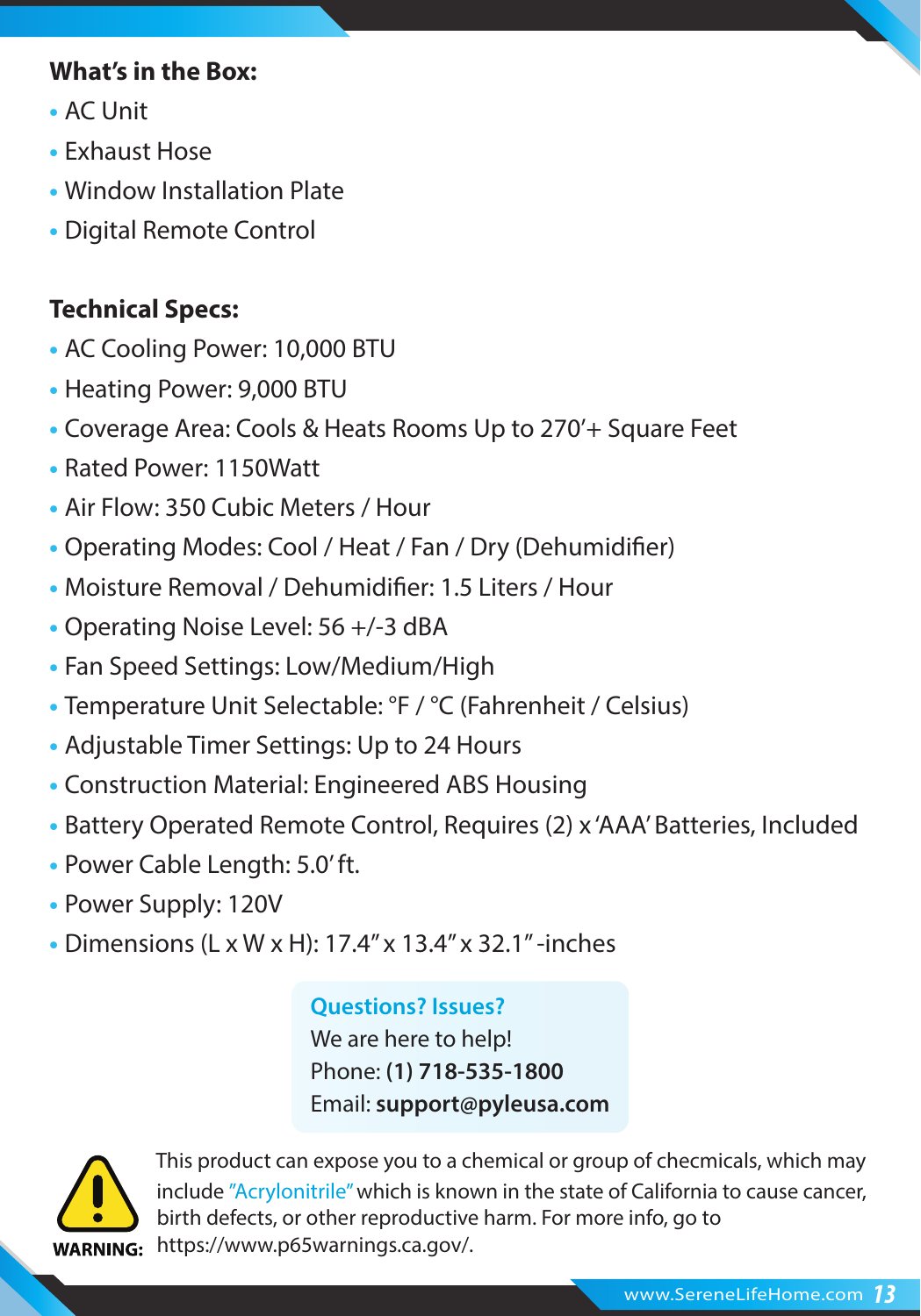**What's in the Box:**

- AC Unit
- Exhaust Hose
- Window Installation Plate
- Digital Remote Control

**Technical Specs:**

- AC Cooling Power: 10,000 BTU
- Heating Power: 9,000 BTU
- Coverage Area: Cools & Heats Rooms Up to 270'+ Square Feet
- Rated Power: 1150Watt
- Air Flow: 350 Cubic Meters / Hour
- Operating Modes: Cool / Heat / Fan / Dry (Dehumidifier)
- Moisture Removal / Dehumidifier: 1.5 Liters / Hour
- Operating Noise Level: 56 +/-3 dBA
- Fan Speed Settings: Low/Medium/High
- Temperature Unit Selectable: °F / °C (Fahrenheit / Celsius)
- Adjustable Timer Settings: Up to 24 Hours
- Construction Material: Engineered ABS Housing
- Battery Operated Remote Control, Requires (2) x 'AAA' Batteries, Included
- Power Cable Length: 5.0' ft.
- Power Supply: 120V
- Dimensions (L x W x H): 17.4" x 13.4" x 32.1" -inches

**Questions? Issues?**
We are here to help!
Phone: **(1) 718-535-1800**
Email: **support@pyleusa.com**

**WARNING:** This product can expose you to a chemical or group of checmicals, which may include "Acrylonitrile" which is known in the state of California to cause cancer, birth defects, or other reproductive harm. For more info, go to https://www.p65warnings.ca.gov/.

www.SereneLifeHome.com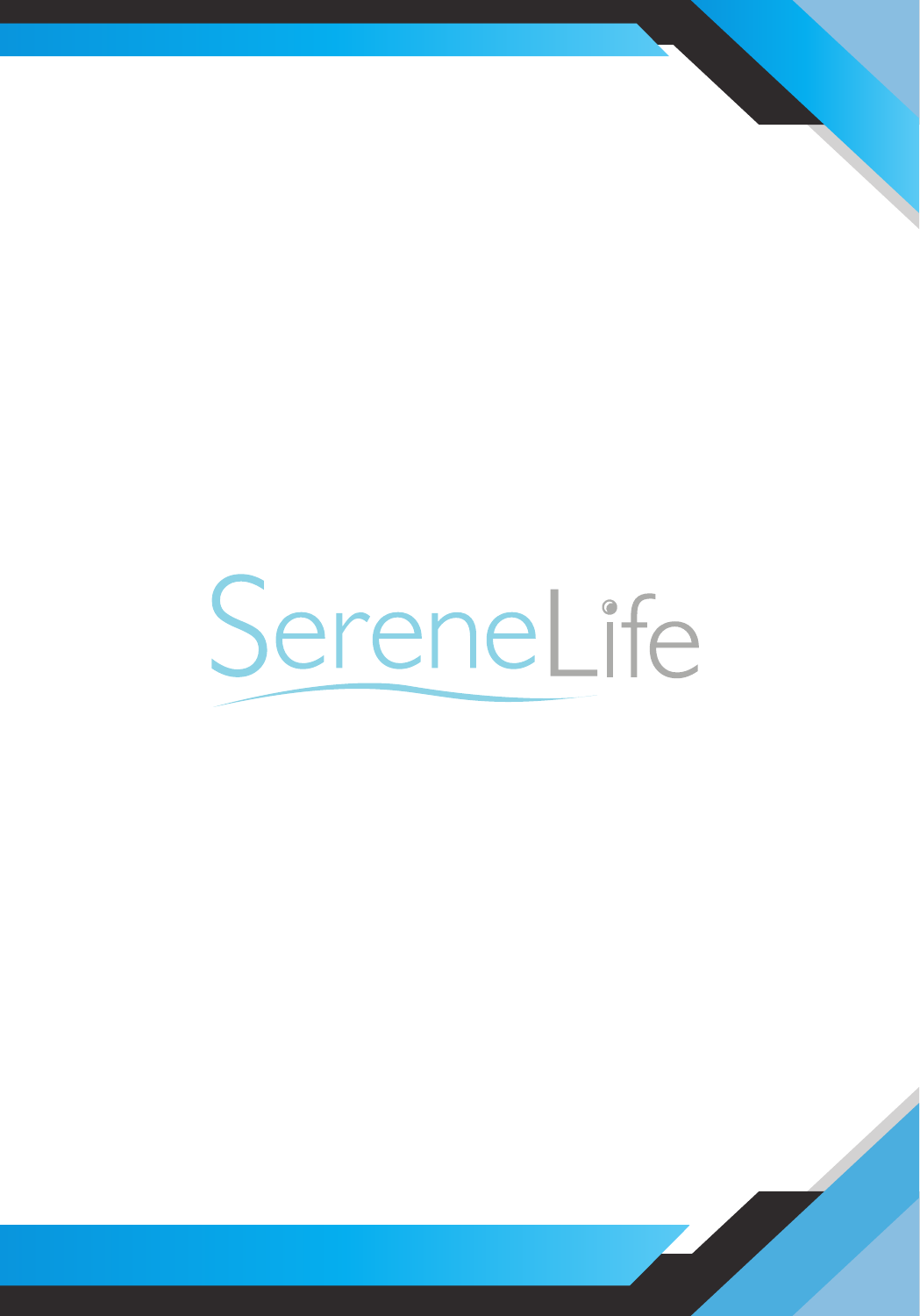SereneLife